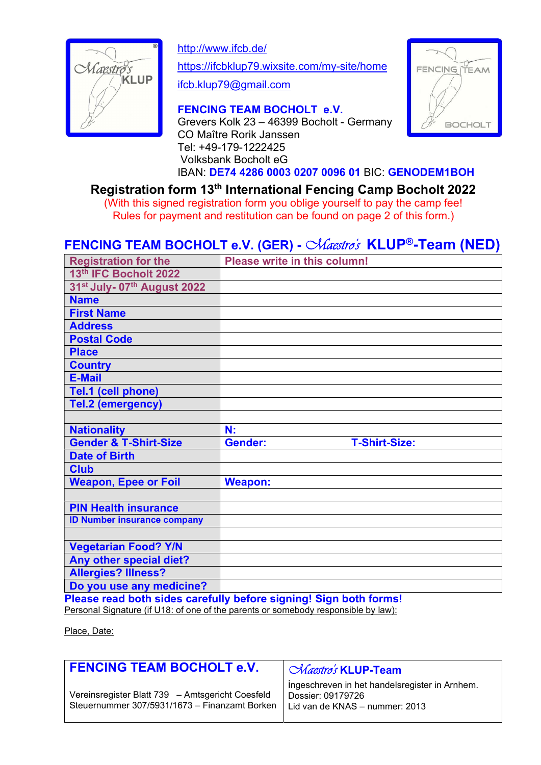Maestro's KLUP

http://www.ifcb.de/

https://ifcbklup79.wixsite.com/my-site/home

ifcb.klup79@gmail.com

**FENCING TEAM BOCHOLT e.V.**
Grevers Kolk 23 – 46399 Bocholt - Germany
CO Maître Rorik Janssen
Tel: +49-179-1222425
Volksbank Bocholt eG
IBAN: **DE74 4286 0003 0207 0096 01** BIC: **GENODEM1BOH**

FENCING TEAM BOCHOLT

# Registration form 13th International Fencing Camp Bocholt 2022

(With this signed registration form you oblige yourself to pay the camp fee!
Rules for payment and restitution can be found on page 2 of this form.)

## FENCING TEAM BOCHOLT e.V. (GER) - Maestro's KLUP®-Team (NED)

| Registration for the | Please write in this column! |
|---|---|
| 13th IFC Bocholt 2022 | |
| 31st July- 07th August 2022 | |
| Name | |
| First Name | |
| Address | |
| Postal Code | |
| Place | |
| Country | |
| E-Mail | |
| Tel.1 (cell phone) | |
| Tel.2 (emergency) | |
| | |
| Nationality | N: |
| Gender & T-Shirt-Size | Gender: T-Shirt-Size: |
| Date of Birth | |
| Club | |
| Weapon, Epee or Foil | Weapon: |
| | |
| PIN Health insurance | |
| ID Number insurance company | |
| | |
| Vegetarian Food? Y/N | |
| Any other special diet? | |
| Allergies? Illness? | |
| Do you use any medicine? | |

**Please read both sides carefully before signing! Sign both forms!**

Personal Signature (if U18: of one of the parents or somebody responsible by law):

Place, Date:

| **FENCING TEAM BOCHOLT e.V.** | **Maestro's KLUP-Team** |
|---|---|
| Vereinsregister Blatt 739 – Amtsgericht Coesfeld<br>Steuernummer 307/5931/1673 – Finanzamt Borken | ingeschreven in het handelsregister in Arnhem.<br>Dossier: 09179726<br>Lid van de KNAS – nummer: 2013 |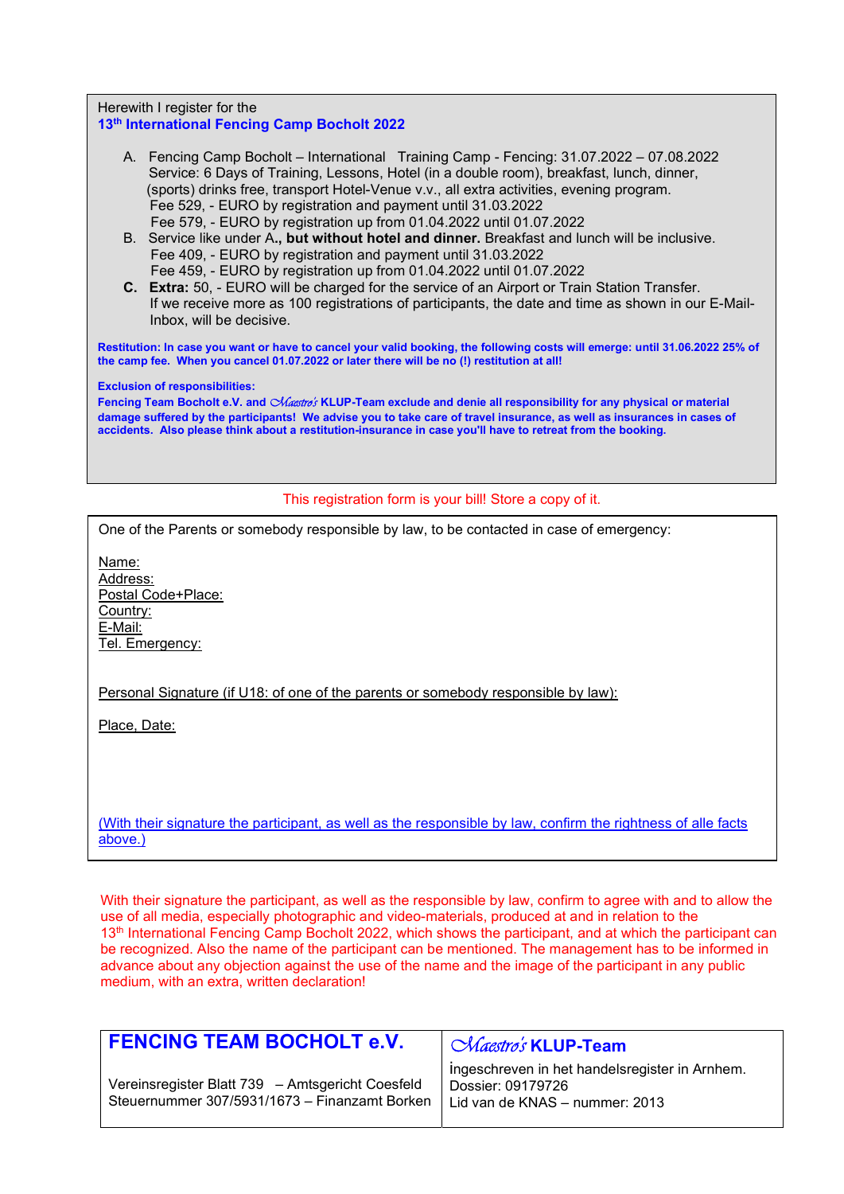Herewith I register for the
**13th International Fencing Camp Bocholt 2022**

A. Fencing Camp Bocholt – International Training Camp - Fencing: 31.07.2022 – 07.08.2022
   Service: 6 Days of Training, Lessons, Hotel (in a double room), breakfast, lunch, dinner, (sports) drinks free, transport Hotel-Venue v.v., all extra activities, evening program.
   Fee 529, - EURO by registration and payment until 31.03.2022
   Fee 579, - EURO by registration up from 01.04.2022 until 01.07.2022
B. Service like under A**., but without hotel and dinner.** Breakfast and lunch will be inclusive.
   Fee 409, - EURO by registration and payment until 31.03.2022
   Fee 459, - EURO by registration up from 01.04.2022 until 01.07.2022
**C. Extra:** 50, - EURO will be charged for the service of an Airport or Train Station Transfer.
   If we receive more as 100 registrations of participants, the date and time as shown in our E-Mail-Inbox, will be decisive.

**Restitution: In case you want or have to cancel your valid booking, the following costs will emerge: until 31.06.2022 25% of the camp fee. When you cancel 01.07.2022 or later there will be no (!) restitution at all!**

**Exclusion of responsibilities:**
**Fencing Team Bocholt e.V. and Maestro's KLUP-Team exclude and denie all responsibility for any physical or material damage suffered by the participants! We advise you to take care of travel insurance, as well as insurances in cases of accidents. Also please think about a restitution-insurance in case you'll have to retreat from the booking.**

This registration form is your bill! Store a copy of it.

One of the Parents or somebody responsible by law, to be contacted in case of emergency:

Name:
Address:
Postal Code+Place:
Country:
E-Mail:
Tel. Emergency:

Personal Signature (if U18: of one of the parents or somebody responsible by law):

Place, Date:

(With their signature the participant, as well as the responsible by law, confirm the rightness of alle facts above.)

With their signature the participant, as well as the responsible by law, confirm to agree with and to allow the use of all media, especially photographic and video-materials, produced at and in relation to the 13th International Fencing Camp Bocholt 2022, which shows the participant, and at which the participant can be recognized. Also the name of the participant can be mentioned. The management has to be informed in advance about any objection against the use of the name and the image of the participant in any public medium, with an extra, written declaration!

| | |
|---|---|
| **FENCING TEAM BOCHOLT e.V.**<br>Vereinsregister Blatt 739 – Amtsgericht Coesfeld<br>Steuernummer 307/5931/1673 – Finanzamt Borken | **Maestro's KLUP-Team**<br>ingeschreven in het handelsregister in Arnhem.<br>Dossier: 09179726<br>Lid van de KNAS – nummer: 2013 |